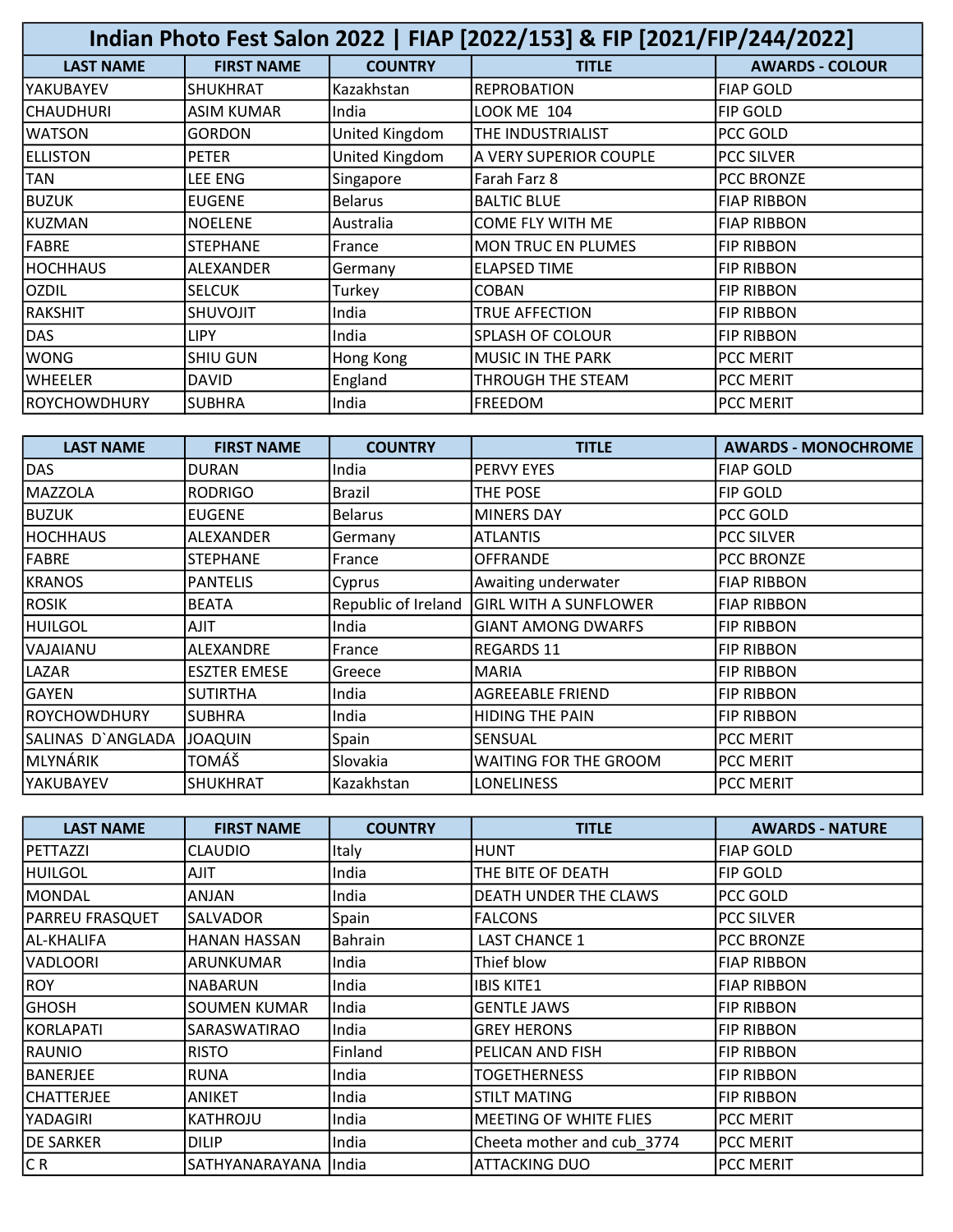# Indian Photo Fest Salon 2022 | FIAP [2022/153] & FIP [2021/FIP/244/2022]

| LAST NAME | FIRST NAME | COUNTRY | TITLE | AWARDS - COLOUR |
|---|---|---|---|---|
| YAKUBAYEV | SHUKHRAT | Kazakhstan | REPROBATION | FIAP GOLD |
| CHAUDHURI | ASIM KUMAR | India | LOOK ME 104 | FIP GOLD |
| WATSON | GORDON | United Kingdom | THE INDUSTRIALIST | PCC GOLD |
| ELLISTON | PETER | United Kingdom | A VERY SUPERIOR COUPLE | PCC SILVER |
| TAN | LEE ENG | Singapore | Farah Farz 8 | PCC BRONZE |
| BUZUK | EUGENE | Belarus | BALTIC BLUE | FIAP RIBBON |
| KUZMAN | NOELENE | Australia | COME FLY WITH ME | FIAP RIBBON |
| FABRE | STEPHANE | France | MON TRUC EN PLUMES | FIP RIBBON |
| HOCHHAUS | ALEXANDER | Germany | ELAPSED TIME | FIP RIBBON |
| OZDIL | SELCUK | Turkey | COBAN | FIP RIBBON |
| RAKSHIT | SHUVOJIT | India | TRUE AFFECTION | FIP RIBBON |
| DAS | LIPY | India | SPLASH OF COLOUR | FIP RIBBON |
| WONG | SHIU GUN | Hong Kong | MUSIC IN THE PARK | PCC MERIT |
| WHEELER | DAVID | England | THROUGH THE STEAM | PCC MERIT |
| ROYCHOWDHURY | SUBHRA | India | FREEDOM | PCC MERIT |

| LAST NAME | FIRST NAME | COUNTRY | TITLE | AWARDS - MONOCHROME |
|---|---|---|---|---|
| DAS | DURAN | India | PERVY EYES | FIAP GOLD |
| MAZZOLA | RODRIGO | Brazil | THE POSE | FIP GOLD |
| BUZUK | EUGENE | Belarus | MINERS DAY | PCC GOLD |
| HOCHHAUS | ALEXANDER | Germany | ATLANTIS | PCC SILVER |
| FABRE | STEPHANE | France | OFFRANDE | PCC BRONZE |
| KRANOS | PANTELIS | Cyprus | Awaiting underwater | FIAP RIBBON |
| ROSIK | BEATA | Republic of Ireland | GIRL WITH A SUNFLOWER | FIAP RIBBON |
| HUILGOL | AJIT | India | GIANT AMONG DWARFS | FIP RIBBON |
| VAJAIANU | ALEXANDRE | France | REGARDS 11 | FIP RIBBON |
| LAZAR | ESZTER EMESE | Greece | MARIA | FIP RIBBON |
| GAYEN | SUTIRTHA | India | AGREEABLE FRIEND | FIP RIBBON |
| ROYCHOWDHURY | SUBHRA | India | HIDING THE PAIN | FIP RIBBON |
| SALINAS D`ANGLADA | JOAQUIN | Spain | SENSUAL | PCC MERIT |
| MLYNÁRIK | TOMÁŠ | Slovakia | WAITING FOR THE GROOM | PCC MERIT |
| YAKUBAYEV | SHUKHRAT | Kazakhstan | LONELINESS | PCC MERIT |

| LAST NAME | FIRST NAME | COUNTRY | TITLE | AWARDS - NATURE |
|---|---|---|---|---|
| PETTAZZI | CLAUDIO | Italy | HUNT | FIAP GOLD |
| HUILGOL | AJIT | India | THE BITE OF DEATH | FIP GOLD |
| MONDAL | ANJAN | India | DEATH UNDER THE CLAWS | PCC GOLD |
| PARREU FRASQUET | SALVADOR | Spain | FALCONS | PCC SILVER |
| AL-KHALIFA | HANAN HASSAN | Bahrain | LAST CHANCE 1 | PCC BRONZE |
| VADLOORI | ARUNKUMAR | India | Thief blow | FIAP RIBBON |
| ROY | NABARUN | India | IBIS KITE1 | FIAP RIBBON |
| GHOSH | SOUMEN KUMAR | India | GENTLE JAWS | FIP RIBBON |
| KORLAPATI | SARASWATIRAO | India | GREY HERONS | FIP RIBBON |
| RAUNIO | RISTO | Finland | PELICAN AND FISH | FIP RIBBON |
| BANERJEE | RUNA | India | TOGETHERNESS | FIP RIBBON |
| CHATTERJEE | ANIKET | India | STILT MATING | FIP RIBBON |
| YADAGIRI | KATHROJU | India | MEETING OF WHITE FLIES | PCC MERIT |
| DE SARKER | DILIP | India | Cheeta mother and cub_3774 | PCC MERIT |
| C R | SATHYANARAYANA | India | ATTACKING DUO | PCC MERIT |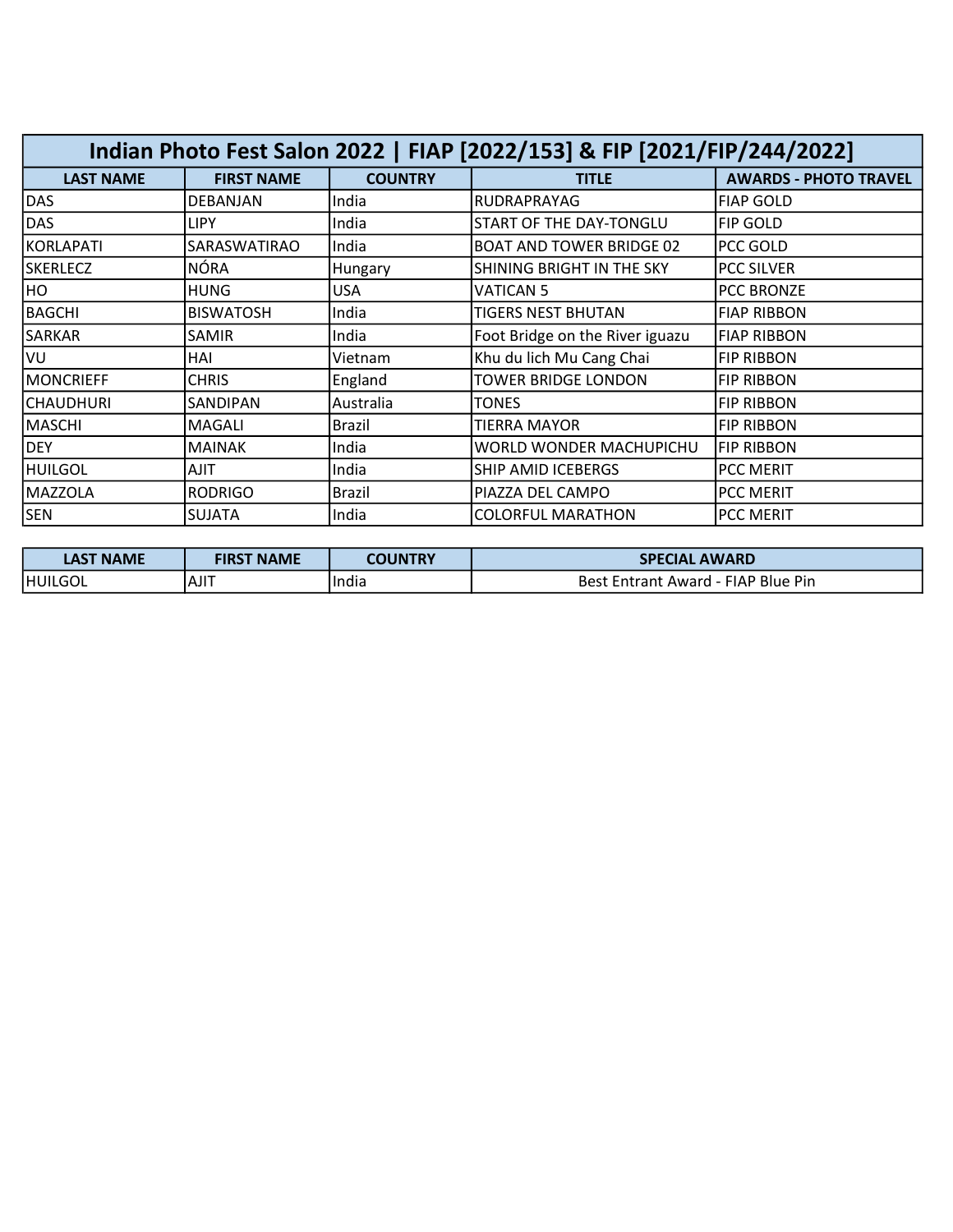## Indian Photo Fest Salon 2022 | FIAP [2022/153] & FIP [2021/FIP/244/2022]

| LAST NAME | FIRST NAME | COUNTRY | TITLE | AWARDS - PHOTO TRAVEL |
|---|---|---|---|---|
| DAS | DEBANJAN | India | RUDRAPRAYAG | FIAP GOLD |
| DAS | LIPY | India | START OF THE DAY-TONGLU | FIP GOLD |
| KORLAPATI | SARASWATIRAO | India | BOAT AND TOWER BRIDGE 02 | PCC GOLD |
| SKERLECZ | NÓRA | Hungary | SHINING BRIGHT IN THE SKY | PCC SILVER |
| HO | HUNG | USA | VATICAN 5 | PCC BRONZE |
| BAGCHI | BISWATOSH | India | TIGERS NEST BHUTAN | FIAP RIBBON |
| SARKAR | SAMIR | India | Foot Bridge on the River iguazu | FIAP RIBBON |
| VU | HAI | Vietnam | Khu du lich Mu Cang Chai | FIP RIBBON |
| MONCRIEFF | CHRIS | England | TOWER BRIDGE LONDON | FIP RIBBON |
| CHAUDHURI | SANDIPAN | Australia | TONES | FIP RIBBON |
| MASCHI | MAGALI | Brazil | TIERRA MAYOR | FIP RIBBON |
| DEY | MAINAK | India | WORLD WONDER MACHUPICHU | FIP RIBBON |
| HUILGOL | AJIT | India | SHIP AMID ICEBERGS | PCC MERIT |
| MAZZOLA | RODRIGO | Brazil | PIAZZA DEL CAMPO | PCC MERIT |
| SEN | SUJATA | India | COLORFUL MARATHON | PCC MERIT |

| LAST NAME | FIRST NAME | COUNTRY | SPECIAL AWARD |
|---|---|---|---|
| HUILGOL | AJIT | India | Best Entrant Award - FIAP Blue Pin |